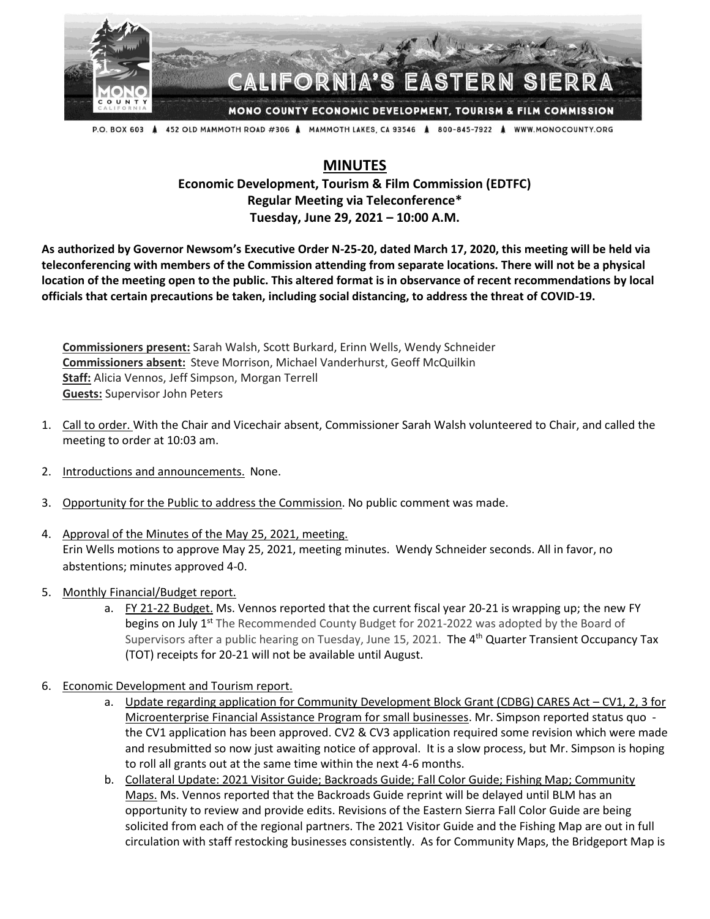CALIFORNIA'S EASTERN SIERRA

MONO COUNTY ECONOMIC DEVELOPMENT, TOURISM & FILM COMMISSION

P.O. BOX 603 ▲ 452 OLD MAMMOTH ROAD #306 ▲ MAMMOTH LAKES, CA 93546 ▲ 800-845-7922 ▲ WWW.MONOCOUNTY.ORG

# MINUTES

## Economic Development, Tourism & Film Commission (EDTFC)
## Regular Meeting via Teleconference*
## Tuesday, June 29, 2021 – 10:00 A.M.

**As authorized by Governor Newsom's Executive Order N-25-20, dated March 17, 2020, this meeting will be held via teleconferencing with members of the Commission attending from separate locations. There will not be a physical location of the meeting open to the public. This altered format is in observance of recent recommendations by local officials that certain precautions be taken, including social distancing, to address the threat of COVID-19.**

**Commissioners present:** Sarah Walsh, Scott Burkard, Erinn Wells, Wendy Schneider
**Commissioners absent:** Steve Morrison, Michael Vanderhurst, Geoff McQuilkin
**Staff:** Alicia Vennos, Jeff Simpson, Morgan Terrell
**Guests:** Supervisor John Peters

1. Call to order. With the Chair and Vicechair absent, Commissioner Sarah Walsh volunteered to Chair, and called the meeting to order at 10:03 am.

2. Introductions and announcements. None.

3. Opportunity for the Public to address the Commission. No public comment was made.

4. Approval of the Minutes of the May 25, 2021, meeting.
   Erin Wells motions to approve May 25, 2021, meeting minutes. Wendy Schneider seconds. All in favor, no abstentions; minutes approved 4-0.

5. Monthly Financial/Budget report.
   a. FY 21-22 Budget. Ms. Vennos reported that the current fiscal year 20-21 is wrapping up; the new FY begins on July 1st The Recommended County Budget for 2021-2022 was adopted by the Board of Supervisors after a public hearing on Tuesday, June 15, 2021. The 4th Quarter Transient Occupancy Tax (TOT) receipts for 20-21 will not be available until August.

6. Economic Development and Tourism report.
   a. Update regarding application for Community Development Block Grant (CDBG) CARES Act – CV1, 2, 3 for Microenterprise Financial Assistance Program for small businesses. Mr. Simpson reported status quo - the CV1 application has been approved. CV2 & CV3 application required some revision which were made and resubmitted so now just awaiting notice of approval. It is a slow process, but Mr. Simpson is hoping to roll all grants out at the same time within the next 4-6 months.
   b. Collateral Update: 2021 Visitor Guide; Backroads Guide; Fall Color Guide; Fishing Map; Community Maps. Ms. Vennos reported that the Backroads Guide reprint will be delayed until BLM has an opportunity to review and provide edits. Revisions of the Eastern Sierra Fall Color Guide are being solicited from each of the regional partners. The 2021 Visitor Guide and the Fishing Map are out in full circulation with staff restocking businesses consistently. As for Community Maps, the Bridgeport Map is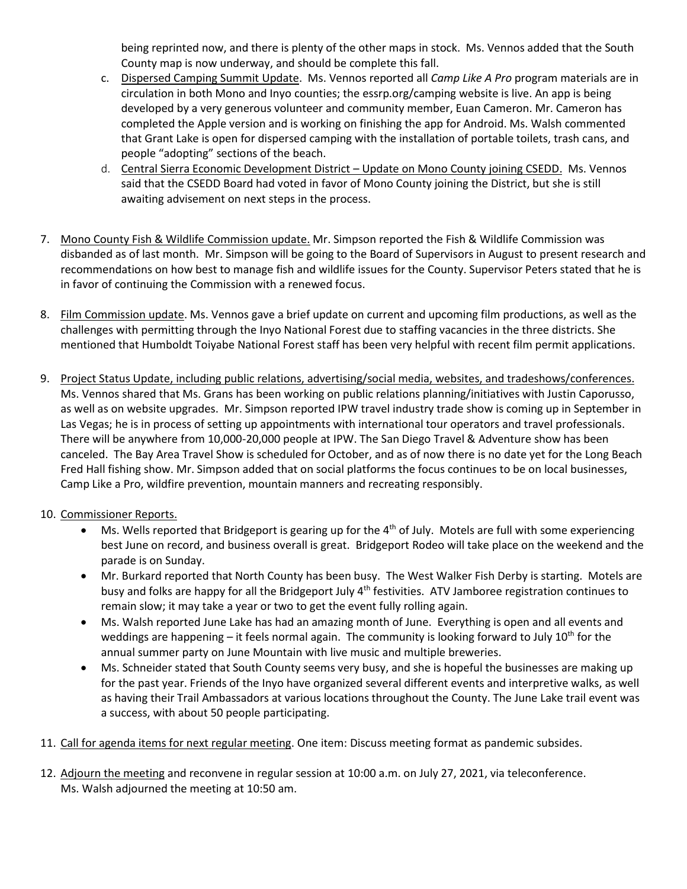being reprinted now, and there is plenty of the other maps in stock. Ms. Vennos added that the South County map is now underway, and should be complete this fall.

c. Dispersed Camping Summit Update. Ms. Vennos reported all *Camp Like A Pro* program materials are in circulation in both Mono and Inyo counties; the essrp.org/camping website is live. An app is being developed by a very generous volunteer and community member, Euan Cameron. Mr. Cameron has completed the Apple version and is working on finishing the app for Android. Ms. Walsh commented that Grant Lake is open for dispersed camping with the installation of portable toilets, trash cans, and people "adopting" sections of the beach.

d. Central Sierra Economic Development District – Update on Mono County joining CSEDD. Ms. Vennos said that the CSEDD Board had voted in favor of Mono County joining the District, but she is still awaiting advisement on next steps in the process.

7. Mono County Fish & Wildlife Commission update. Mr. Simpson reported the Fish & Wildlife Commission was disbanded as of last month. Mr. Simpson will be going to the Board of Supervisors in August to present research and recommendations on how best to manage fish and wildlife issues for the County. Supervisor Peters stated that he is in favor of continuing the Commission with a renewed focus.

8. Film Commission update. Ms. Vennos gave a brief update on current and upcoming film productions, as well as the challenges with permitting through the Inyo National Forest due to staffing vacancies in the three districts. She mentioned that Humboldt Toiyabe National Forest staff has been very helpful with recent film permit applications.

9. Project Status Update, including public relations, advertising/social media, websites, and tradeshows/conferences. Ms. Vennos shared that Ms. Grans has been working on public relations planning/initiatives with Justin Caporusso, as well as on website upgrades. Mr. Simpson reported IPW travel industry trade show is coming up in September in Las Vegas; he is in process of setting up appointments with international tour operators and travel professionals. There will be anywhere from 10,000-20,000 people at IPW. The San Diego Travel & Adventure show has been canceled. The Bay Area Travel Show is scheduled for October, and as of now there is no date yet for the Long Beach Fred Hall fishing show. Mr. Simpson added that on social platforms the focus continues to be on local businesses, Camp Like a Pro, wildfire prevention, mountain manners and recreating responsibly.

10. Commissioner Reports.
    - Ms. Wells reported that Bridgeport is gearing up for the 4th of July. Motels are full with some experiencing best June on record, and business overall is great. Bridgeport Rodeo will take place on the weekend and the parade is on Sunday.
    - Mr. Burkard reported that North County has been busy. The West Walker Fish Derby is starting. Motels are busy and folks are happy for all the Bridgeport July 4th festivities. ATV Jamboree registration continues to remain slow; it may take a year or two to get the event fully rolling again.
    - Ms. Walsh reported June Lake has had an amazing month of June. Everything is open and all events and weddings are happening – it feels normal again. The community is looking forward to July 10th for the annual summer party on June Mountain with live music and multiple breweries.
    - Ms. Schneider stated that South County seems very busy, and she is hopeful the businesses are making up for the past year. Friends of the Inyo have organized several different events and interpretive walks, as well as having their Trail Ambassadors at various locations throughout the County. The June Lake trail event was a success, with about 50 people participating.

11. Call for agenda items for next regular meeting. One item: Discuss meeting format as pandemic subsides.

12. Adjourn the meeting and reconvene in regular session at 10:00 a.m. on July 27, 2021, via teleconference. Ms. Walsh adjourned the meeting at 10:50 am.